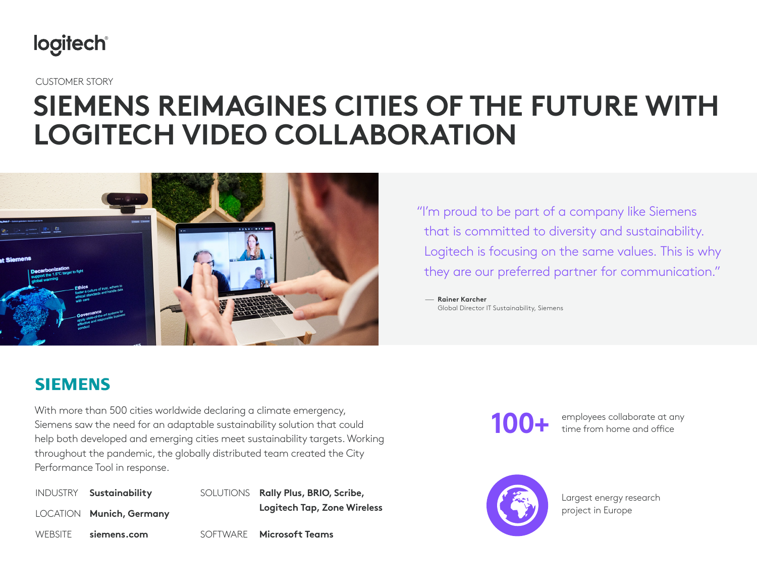logitech

CUSTOMER STORY

# SIEMENS REIMAGINES CITIES OF THE FUTURE WITH LOGITECH VIDEO COLLABORATION

"I'm proud to be part of a company like Siemens that is committed to diversity and sustainability. Logitech is focusing on the same values. This is why they are our preferred partner for communication."

— **Rainer Karcher**
Global Director IT Sustainability, Siemens

## SIEMENS

With more than 500 cities worldwide declaring a climate emergency, Siemens saw the need for an adaptable sustainability solution that could help both developed and emerging cities meet sustainability targets. Working throughout the pandemic, the globally distributed team created the City Performance Tool in response.

| | | | |
|---|---|---|---|
| INDUSTRY | **Sustainability** | SOLUTIONS | **Rally Plus, BRIO, Scribe, Logitech Tap, Zone Wireless** |
| LOCATION | **Munich, Germany** | | |
| WEBSITE | **siemens.com** | SOFTWARE | **Microsoft Teams** |

**100+** employees collaborate at any time from home and office

Largest energy research project in Europe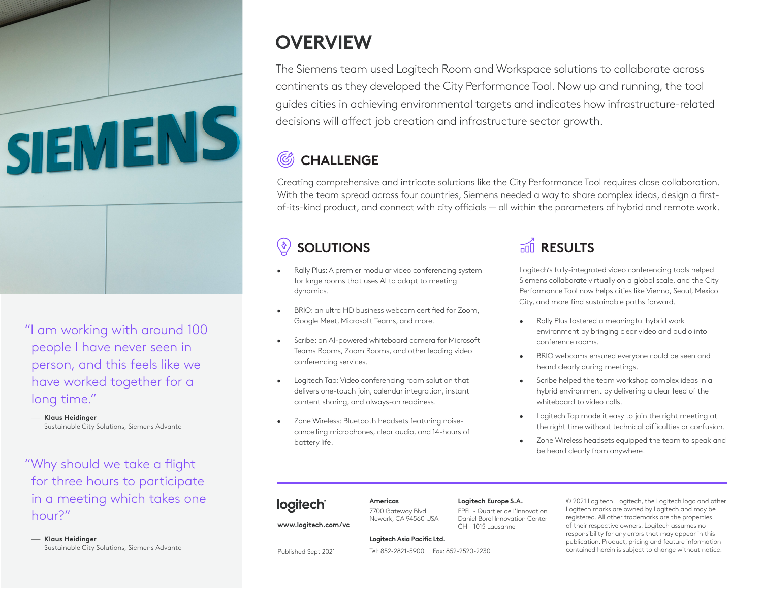> "I am working with around 100 people I have never seen in person, and this feels like we have worked together for a long time."
>
> — **Klaus Heidinger**
> Sustainable City Solutions, Siemens Advanta

> "Why should we take a flight for three hours to participate in a meeting which takes one hour?"
>
> — **Klaus Heidinger**
> Sustainable City Solutions, Siemens Advanta

# OVERVIEW

The Siemens team used Logitech Room and Workspace solutions to collaborate across continents as they developed the City Performance Tool. Now up and running, the tool guides cities in achieving environmental targets and indicates how infrastructure-related decisions will affect job creation and infrastructure sector growth.

## CHALLENGE

Creating comprehensive and intricate solutions like the City Performance Tool requires close collaboration. With the team spread across four countries, Siemens needed a way to share complex ideas, design a first-of-its-kind product, and connect with city officials — all within the parameters of hybrid and remote work.

## SOLUTIONS

- Rally Plus: A premier modular video conferencing system for large rooms that uses AI to adapt to meeting dynamics.
- BRIO: an ultra HD business webcam certified for Zoom, Google Meet, Microsoft Teams, and more.
- Scribe: an AI-powered whiteboard camera for Microsoft Teams Rooms, Zoom Rooms, and other leading video conferencing services.
- Logitech Tap: Video conferencing room solution that delivers one-touch join, calendar integration, instant content sharing, and always-on readiness.
- Zone Wireless: Bluetooth headsets featuring noise-cancelling microphones, clear audio, and 14-hours of battery life.

## RESULTS

Logitech's fully-integrated video conferencing tools helped Siemens collaborate virtually on a global scale, and the City Performance Tool now helps cities like Vienna, Seoul, Mexico City, and more find sustainable paths forward.

- Rally Plus fostered a meaningful hybrid work environment by bringing clear video and audio into conference rooms.
- BRIO webcams ensured everyone could be seen and heard clearly during meetings.
- Scribe helped the team workshop complex ideas in a hybrid environment by delivering a clear feed of the whiteboard to video calls.
- Logitech Tap made it easy to join the right meeting at the right time without technical difficulties or confusion.
- Zone Wireless headsets equipped the team to speak and be heard clearly from anywhere.

---

**logitech**

**www.logitech.com/vc**

Published Sept 2021

**Americas**
7700 Gateway Blvd
Newark, CA 94560 USA

**Logitech Europe S.A.**
EPFL - Quartier de l'Innovation
Daniel Borel Innovation Center
CH - 1015 Lausanne

**Logitech Asia Pacific Ltd.**
Tel: 852-2821-5900 Fax: 852-2520-2230

© 2021 Logitech. Logitech, the Logitech logo and other Logitech marks are owned by Logitech and may be registered. All other trademarks are the properties of their respective owners. Logitech assumes no responsibility for any errors that may appear in this publication. Product, pricing and feature information contained herein is subject to change without notice.